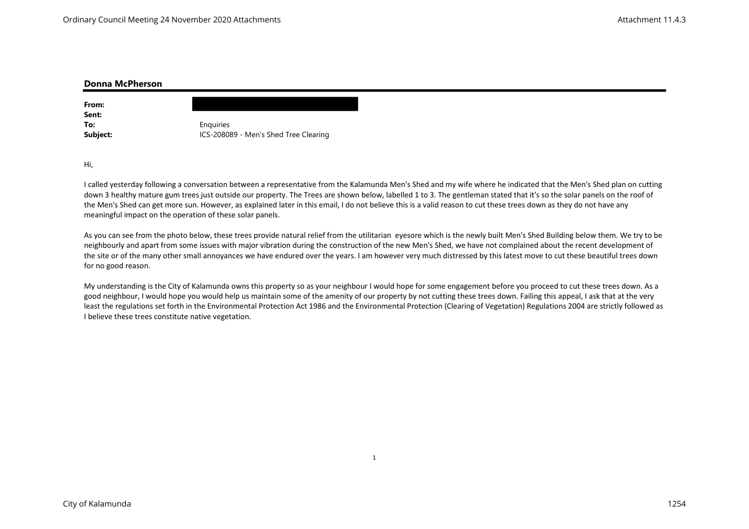## Donna McPherson

**From:** 
**Sent:** 
**To:** Enquiries
**Subject:** ICS-208089 - Men's Shed Tree Clearing

Hi,

I called yesterday following a conversation between a representative from the Kalamunda Men's Shed and my wife where he indicated that the Men's Shed plan on cutting down 3 healthy mature gum trees just outside our property. The Trees are shown below, labelled 1 to 3. The gentleman stated that it's so the solar panels on the roof of the Men's Shed can get more sun. However, as explained later in this email, I do not believe this is a valid reason to cut these trees down as they do not have any meaningful impact on the operation of these solar panels.

As you can see from the photo below, these trees provide natural relief from the utilitarian eyesore which is the newly built Men's Shed Building below them. We try to be neighbourly and apart from some issues with major vibration during the construction of the new Men's Shed, we have not complained about the recent development of the site or of the many other small annoyances we have endured over the years. I am however very much distressed by this latest move to cut these beautiful trees down for no good reason.

My understanding is the City of Kalamunda owns this property so as your neighbour I would hope for some engagement before you proceed to cut these trees down. As a good neighbour, I would hope you would help us maintain some of the amenity of our property by not cutting these trees down. Failing this appeal, I ask that at the very least the regulations set forth in the Environmental Protection Act 1986 and the Environmental Protection (Clearing of Vegetation) Regulations 2004 are strictly followed as I believe these trees constitute native vegetation.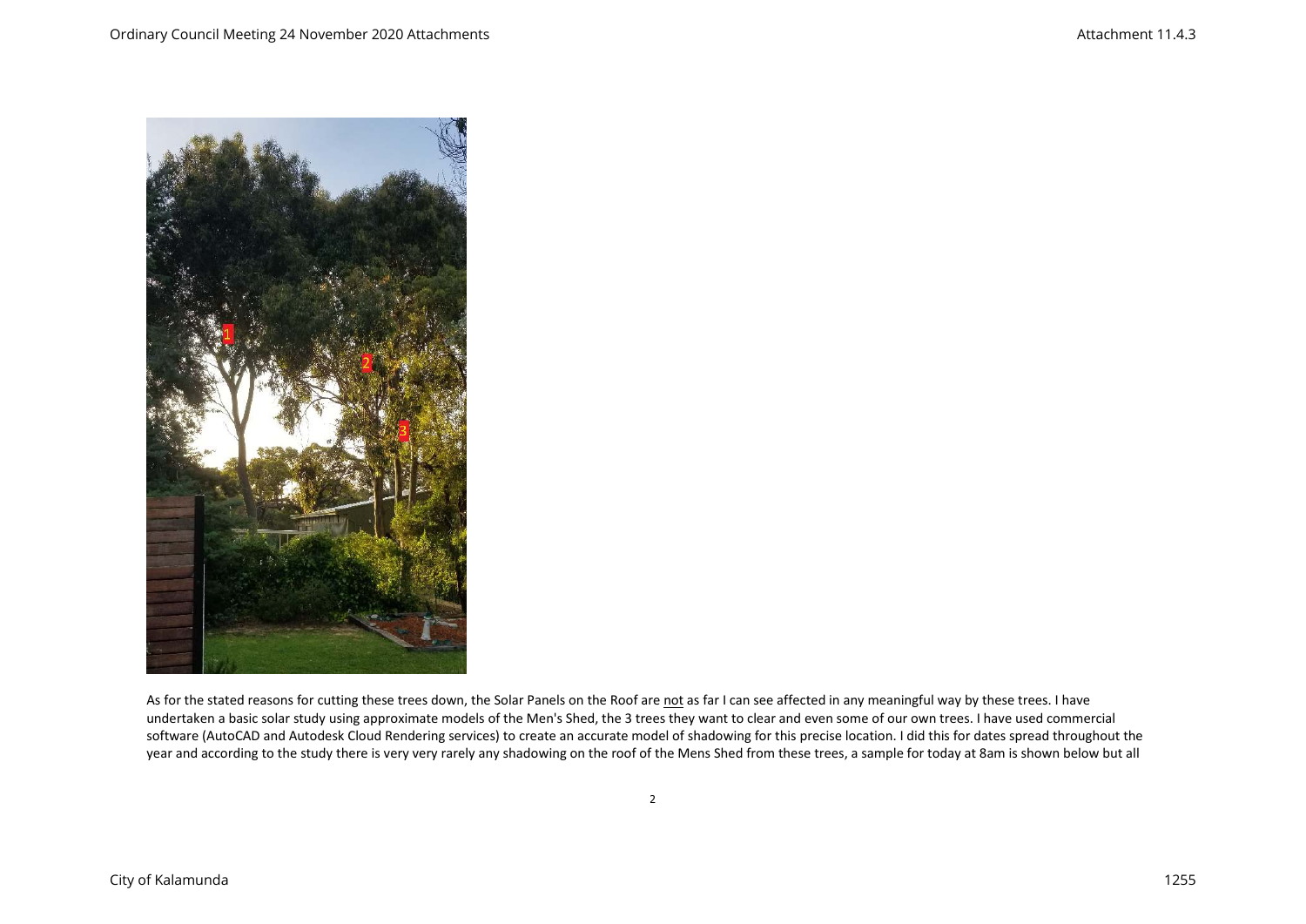As for the stated reasons for cutting these trees down, the Solar Panels on the Roof are not as far I can see affected in any meaningful way by these trees. I have undertaken a basic solar study using approximate models of the Men's Shed, the 3 trees they want to clear and even some of our own trees. I have used commercial software (AutoCAD and Autodesk Cloud Rendering services) to create an accurate model of shadowing for this precise location. I did this for dates spread throughout the year and according to the study there is very very rarely any shadowing on the roof of the Mens Shed from these trees, a sample for today at 8am is shown below but all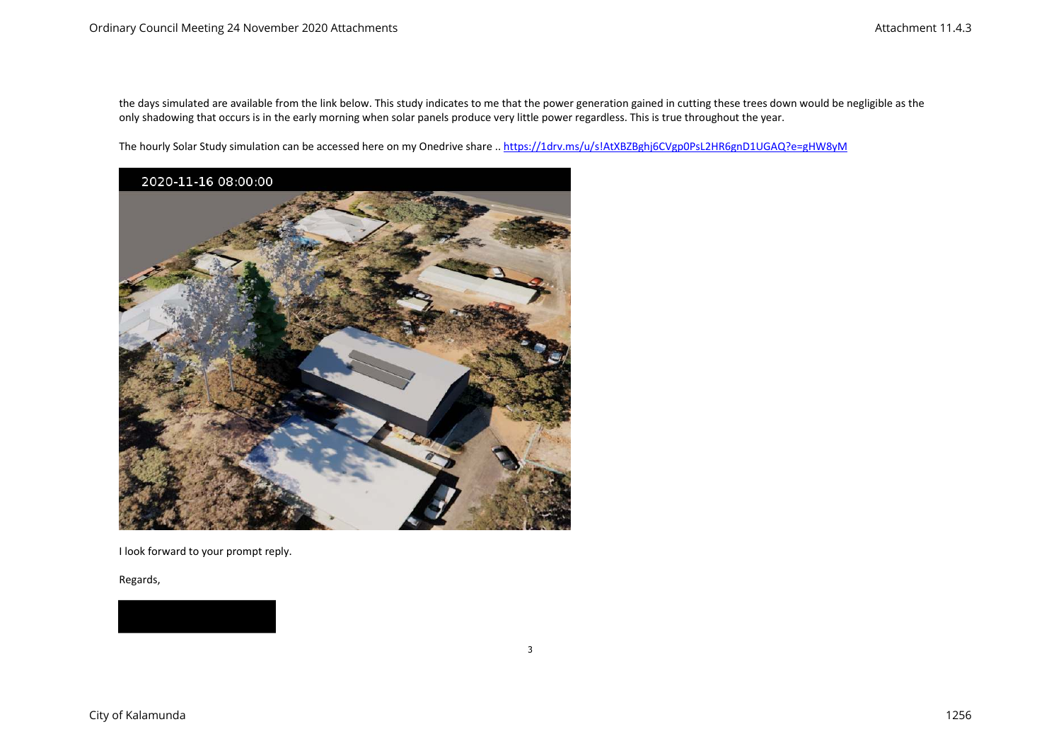the days simulated are available from the link below. This study indicates to me that the power generation gained in cutting these trees down would be negligible as the only shadowing that occurs is in the early morning when solar panels produce very little power regardless. This is true throughout the year.

The hourly Solar Study simulation can be accessed here on my Onedrive share .. https://1drv.ms/u/s!AtXBZBghj6CVgp0PsL2HR6gnD1UGAQ?e=gHW8yM

2020-11-16 08:00:00

I look forward to your prompt reply.

Regards,